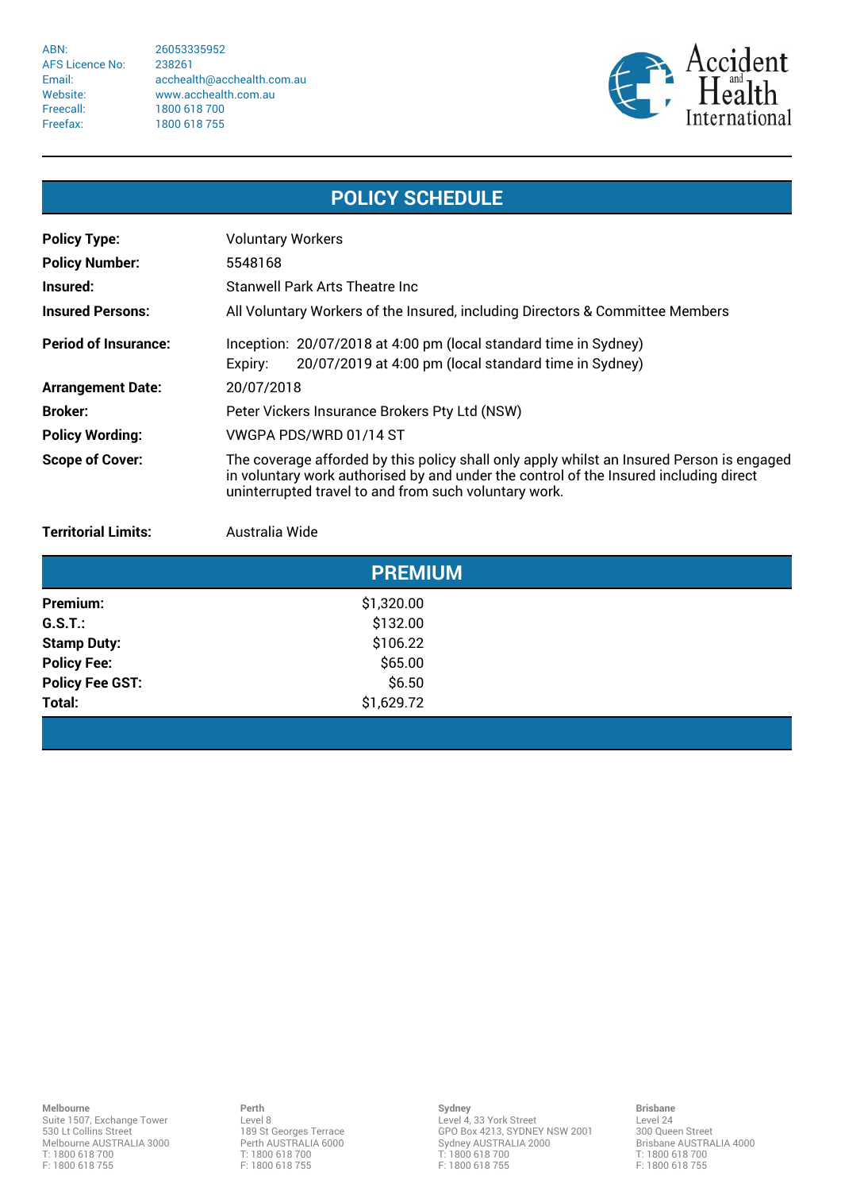| | |
|---|---|
| ABN: | 26053335952 |
| AFS Licence No: | 238261 |
| Email: | acchealth@acchealth.com.au |
| Website: | www.acchealth.com.au |
| Freecall: | 1800 618 700 |
| Freefax: | 1800 618 755 |

Accident and Health International

## POLICY SCHEDULE

| | |
|---|---|
| **Policy Type:** | Voluntary Workers |
| **Policy Number:** | 5548168 |
| **Insured:** | Stanwell Park Arts Theatre Inc |
| **Insured Persons:** | All Voluntary Workers of the Insured, including Directors & Committee Members |
| **Period of Insurance:** | Inception: 20/07/2018 at 4:00 pm (local standard time in Sydney)<br>Expiry: 20/07/2019 at 4:00 pm (local standard time in Sydney) |
| **Arrangement Date:** | 20/07/2018 |
| **Broker:** | Peter Vickers Insurance Brokers Pty Ltd (NSW) |
| **Policy Wording:** | VWGPA PDS/WRD 01/14 ST |
| **Scope of Cover:** | The coverage afforded by this policy shall only apply whilst an Insured Person is engaged in voluntary work authorised by and under the control of the Insured including direct uninterrupted travel to and from such voluntary work. |
| **Territorial Limits:** | Australia Wide |

## PREMIUM

| | |
|---|---:|
| **Premium:** | $1,320.00 |
| **G.S.T.:** | $132.00 |
| **Stamp Duty:** | $106.22 |
| **Policy Fee:** | $65.00 |
| **Policy Fee GST:** | $6.50 |
| **Total:** | $1,629.72 |

**Melbourne**
Suite 1507, Exchange Tower
530 Lt Collins Street
Melbourne AUSTRALIA 3000
T: 1800 618 700
F: 1800 618 755

**Perth**
Level 8
189 St Georges Terrace
Perth AUSTRALIA 6000
T: 1800 618 700
F: 1800 618 755

**Sydney**
Level 4, 33 York Street
GPO Box 4213, SYDNEY NSW 2001
Sydney AUSTRALIA 2000
T: 1800 618 700
F: 1800 618 755

**Brisbane**
Level 24
300 Queen Street
Brisbane AUSTRALIA 4000
T: 1800 618 700
F: 1800 618 755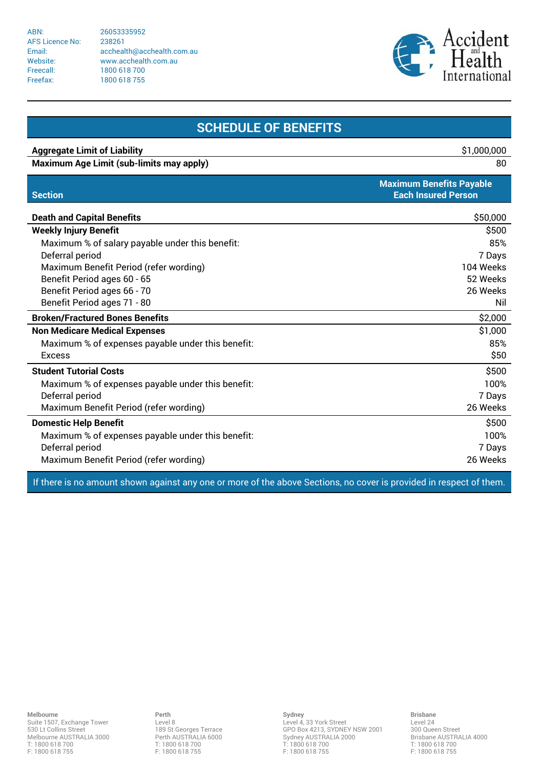| | |
|---|---|
| ABN: | 26053335952 |
| AFS Licence No: | 238261 |
| Email: | acchealth@acchealth.com.au |
| Website: | www.acchealth.com.au |
| Freecall: | 1800 618 700 |
| Freefax: | 1800 618 755 |

Accident and Health International

## SCHEDULE OF BENEFITS

| | |
|---|---|
| **Aggregate Limit of Liability** | $1,000,000 |
| **Maximum Age Limit (sub-limits may apply)** | 80 |

| **Section** | **Maximum Benefits Payable Each Insured Person** |
|---|---|
| **Death and Capital Benefits** | $50,000 |
| **Weekly Injury Benefit** | $500 |
| Maximum % of salary payable under this benefit: | 85% |
| Deferral period | 7 Days |
| Maximum Benefit Period (refer wording) | 104 Weeks |
| Benefit Period ages 60 - 65 | 52 Weeks |
| Benefit Period ages 66 - 70 | 26 Weeks |
| Benefit Period ages 71 - 80 | Nil |
| **Broken/Fractured Bones Benefits** | $2,000 |
| **Non Medicare Medical Expenses** | $1,000 |
| Maximum % of expenses payable under this benefit: | 85% |
| Excess | $50 |
| **Student Tutorial Costs** | $500 |
| Maximum % of expenses payable under this benefit: | 100% |
| Deferral period | 7 Days |
| Maximum Benefit Period (refer wording) | 26 Weeks |
| **Domestic Help Benefit** | $500 |
| Maximum % of expenses payable under this benefit: | 100% |
| Deferral period | 7 Days |
| Maximum Benefit Period (refer wording) | 26 Weeks |

If there is no amount shown against any one or more of the above Sections, no cover is provided in respect of them.

**Melbourne**
Suite 1507, Exchange Tower
530 Lt Collins Street
Melbourne AUSTRALIA 3000
T: 1800 618 700
F: 1800 618 755

**Perth**
Level 8
189 St Georges Terrace
Perth AUSTRALIA 6000
T: 1800 618 700
F: 1800 618 755

**Sydney**
Level 4, 33 York Street
GPO Box 4213, SYDNEY NSW 2001
Sydney AUSTRALIA 2000
T: 1800 618 700
F: 1800 618 755

**Brisbane**
Level 24
300 Queen Street
Brisbane AUSTRALIA 4000
T: 1800 618 700
F: 1800 618 755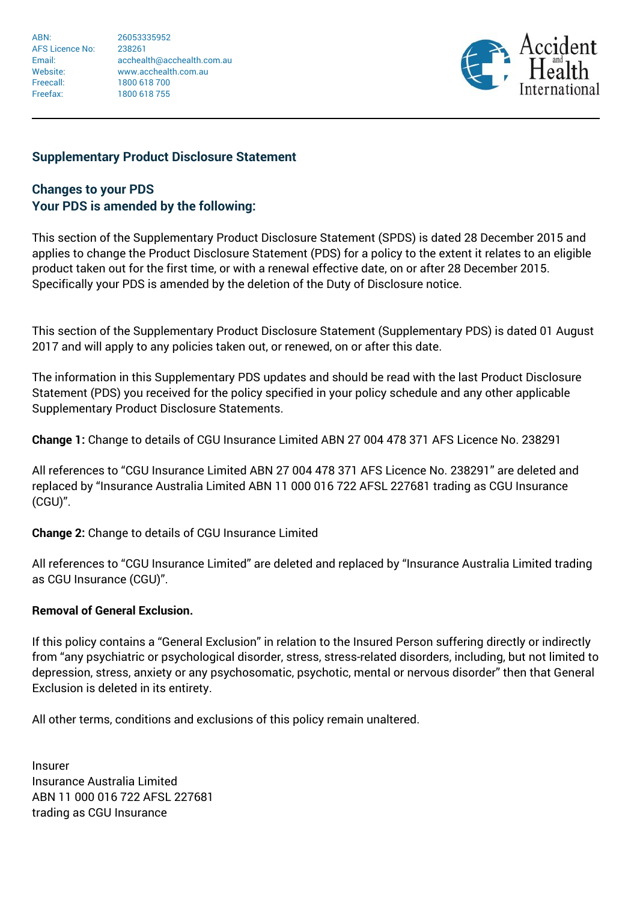| | |
|---|---|
| ABN: | 26053335952 |
| AFS Licence No: | 238261 |
| Email: | acchealth@acchealth.com.au |
| Website: | www.acchealth.com.au |
| Freecall: | 1800 618 700 |
| Freefax: | 1800 618 755 |

Accident and Health International

## Supplementary Product Disclosure Statement

### Changes to your PDS
### Your PDS is amended by the following:

This section of the Supplementary Product Disclosure Statement (SPDS) is dated 28 December 2015 and applies to change the Product Disclosure Statement (PDS) for a policy to the extent it relates to an eligible product taken out for the first time, or with a renewal effective date, on or after 28 December 2015. Specifically your PDS is amended by the deletion of the Duty of Disclosure notice.

This section of the Supplementary Product Disclosure Statement (Supplementary PDS) is dated 01 August 2017 and will apply to any policies taken out, or renewed, on or after this date.

The information in this Supplementary PDS updates and should be read with the last Product Disclosure Statement (PDS) you received for the policy specified in your policy schedule and any other applicable Supplementary Product Disclosure Statements.

**Change 1:** Change to details of CGU Insurance Limited ABN 27 004 478 371 AFS Licence No. 238291

All references to "CGU Insurance Limited ABN 27 004 478 371 AFS Licence No. 238291" are deleted and replaced by "Insurance Australia Limited ABN 11 000 016 722 AFSL 227681 trading as CGU Insurance (CGU)".

**Change 2:** Change to details of CGU Insurance Limited

All references to "CGU Insurance Limited" are deleted and replaced by "Insurance Australia Limited trading as CGU Insurance (CGU)".

**Removal of General Exclusion.**

If this policy contains a "General Exclusion" in relation to the Insured Person suffering directly or indirectly from "any psychiatric or psychological disorder, stress, stress-related disorders, including, but not limited to depression, stress, anxiety or any psychosomatic, psychotic, mental or nervous disorder" then that General Exclusion is deleted in its entirety.

All other terms, conditions and exclusions of this policy remain unaltered.

Insurer
Insurance Australia Limited
ABN 11 000 016 722 AFSL 227681
trading as CGU Insurance